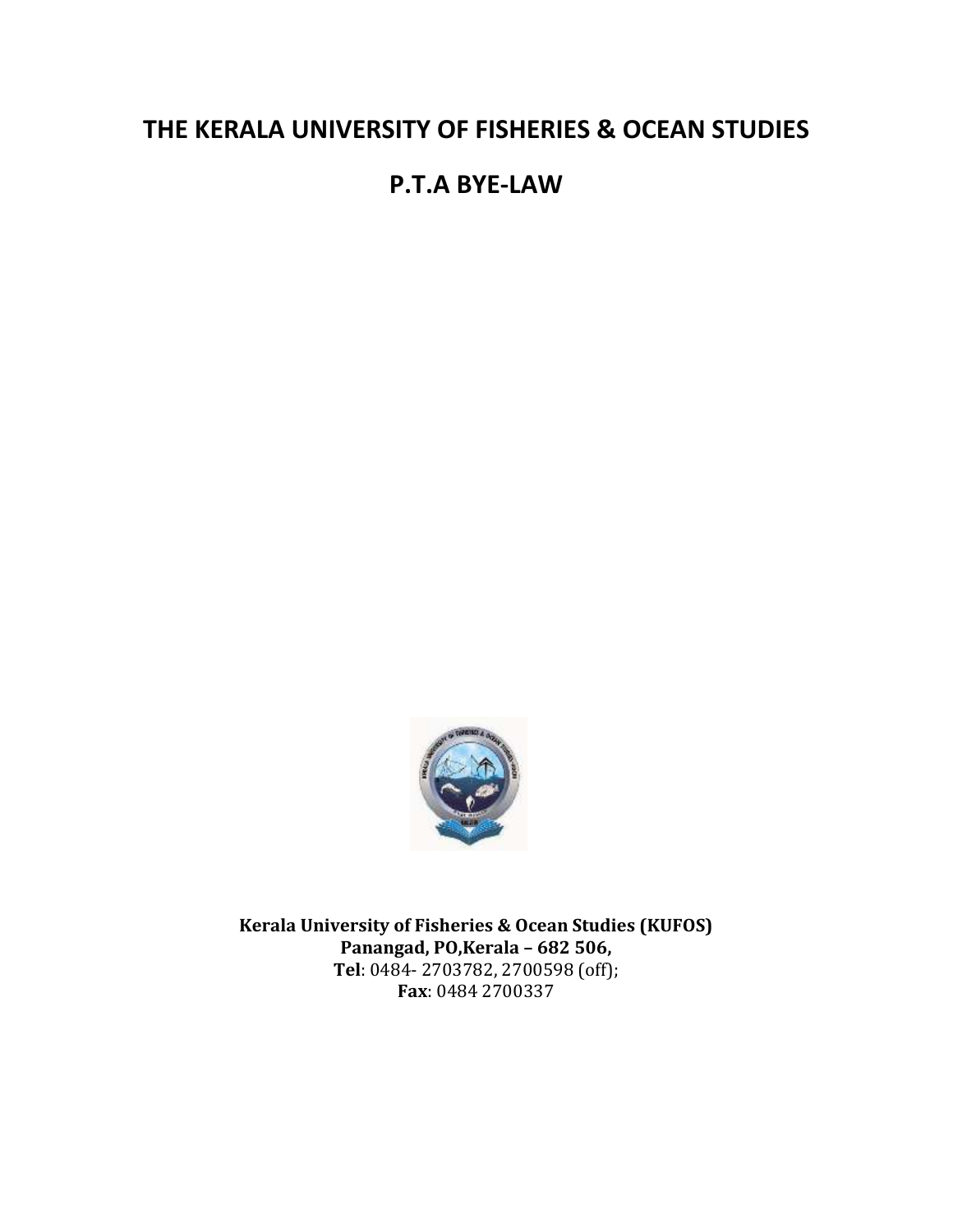# THE KERALA UNIVERSITY OF FISHERIES & OCEAN STUDIES

## P.T.A BYE-LAW

**Kerala University of Fisheries & Ocean Studies (KUFOS)**
**Panangad, PO,Kerala – 682 506,**
**Tel**: 0484- 2703782, 2700598 (off);
**Fax**: 0484 2700337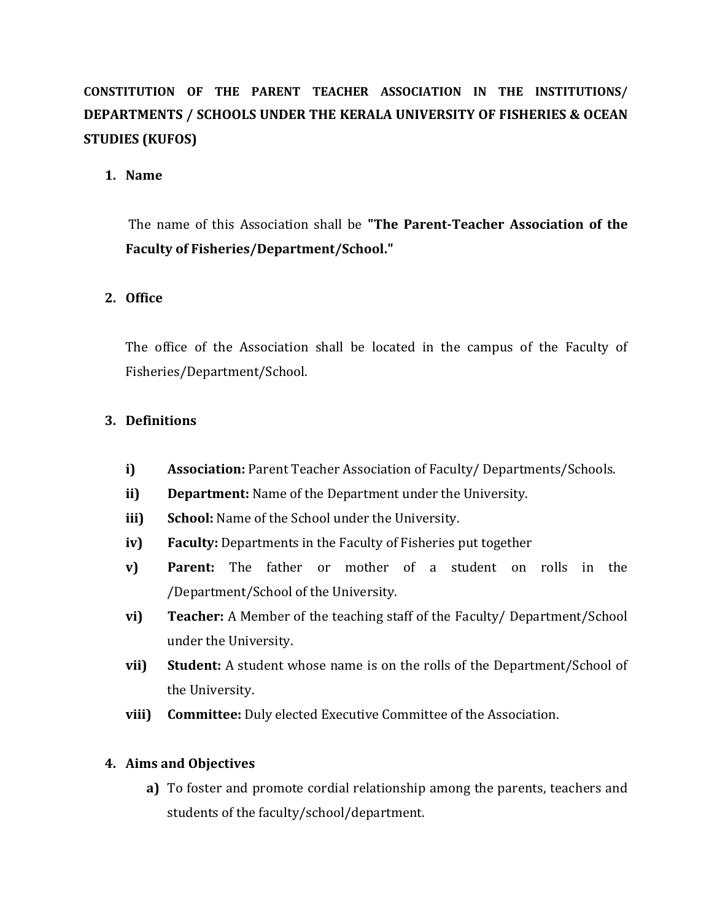**CONSTITUTION OF THE PARENT TEACHER ASSOCIATION IN THE INSTITUTIONS/ DEPARTMENTS / SCHOOLS UNDER THE KERALA UNIVERSITY OF FISHERIES & OCEAN STUDIES (KUFOS)**

1. **Name**

   The name of this Association shall be **"The Parent-Teacher Association of the Faculty of Fisheries/Department/School."**

2. **Office**

   The office of the Association shall be located in the campus of the Faculty of Fisheries/Department/School.

3. **Definitions**

   i) **Association:** Parent Teacher Association of Faculty/ Departments/Schools.
   ii) **Department:** Name of the Department under the University.
   iii) **School:** Name of the School under the University.
   iv) **Faculty:** Departments in the Faculty of Fisheries put together
   v) **Parent:** The father or mother of a student on rolls in the /Department/School of the University.
   vi) **Teacher:** A Member of the teaching staff of the Faculty/ Department/School under the University.
   vii) **Student:** A student whose name is on the rolls of the Department/School of the University.
   viii) **Committee:** Duly elected Executive Committee of the Association.

4. **Aims and Objectives**

   a) To foster and promote cordial relationship among the parents, teachers and students of the faculty/school/department.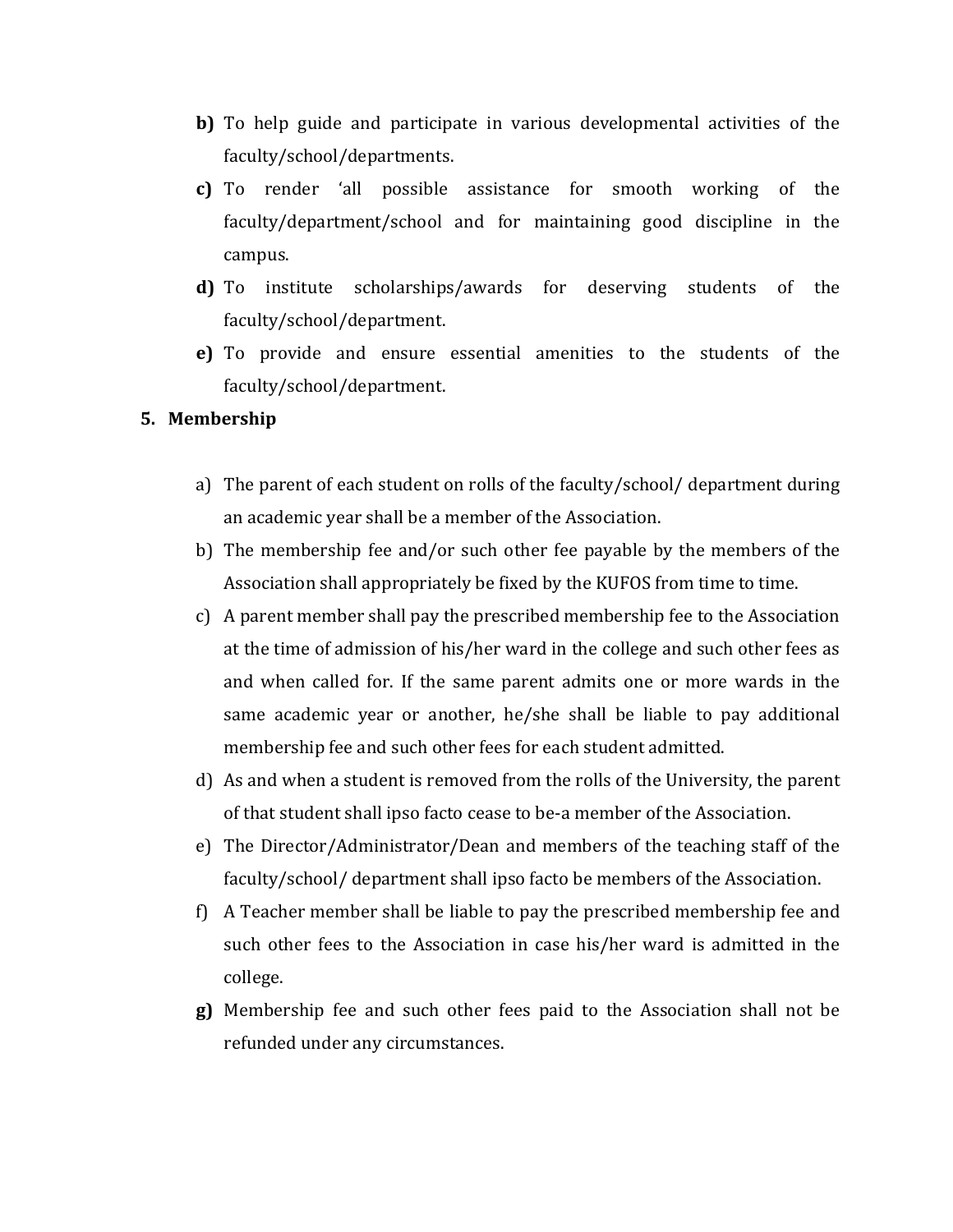**b)** To help guide and participate in various developmental activities of the faculty/school/departments.

**c)** To render 'all possible assistance for smooth working of the faculty/department/school and for maintaining good discipline in the campus.

**d)** To institute scholarships/awards for deserving students of the faculty/school/department.

**e)** To provide and ensure essential amenities to the students of the faculty/school/department.

**5. Membership**

a) The parent of each student on rolls of the faculty/school/ department during an academic year shall be a member of the Association.

b) The membership fee and/or such other fee payable by the members of the Association shall appropriately be fixed by the KUFOS from time to time.

c) A parent member shall pay the prescribed membership fee to the Association at the time of admission of his/her ward in the college and such other fees as and when called for. If the same parent admits one or more wards in the same academic year or another, he/she shall be liable to pay additional membership fee and such other fees for each student admitted.

d) As and when a student is removed from the rolls of the University, the parent of that student shall ipso facto cease to be-a member of the Association.

e) The Director/Administrator/Dean and members of the teaching staff of the faculty/school/ department shall ipso facto be members of the Association.

f) A Teacher member shall be liable to pay the prescribed membership fee and such other fees to the Association in case his/her ward is admitted in the college.

**g)** Membership fee and such other fees paid to the Association shall not be refunded under any circumstances.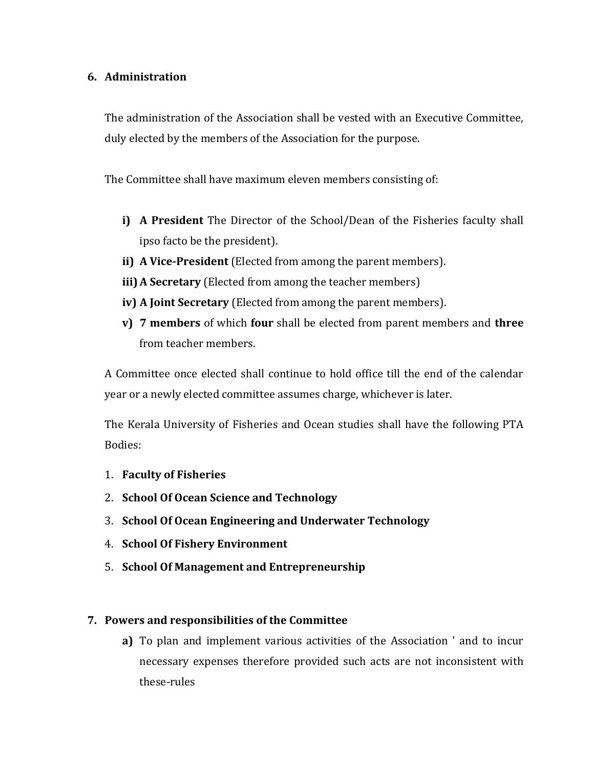## 6. Administration

The administration of the Association shall be vested with an Executive Committee, duly elected by the members of the Association for the purpose.

The Committee shall have maximum eleven members consisting of:

i) **A President** The Director of the School/Dean of the Fisheries faculty shall ipso facto be the president).
ii) **A Vice-President** (Elected from among the parent members).
iii) **A Secretary** (Elected from among the teacher members)
iv) **A Joint Secretary** (Elected from among the parent members).
v) **7 members** of which **four** shall be elected from parent members and **three** from teacher members.

A Committee once elected shall continue to hold office till the end of the calendar year or a newly elected committee assumes charge, whichever is later.

The Kerala University of Fisheries and Ocean studies shall have the following PTA Bodies:

1. **Faculty of Fisheries**
2. **School Of Ocean Science and Technology**
3. **School Of Ocean Engineering and Underwater Technology**
4. **School Of Fishery Environment**
5. **School Of Management and Entrepreneurship**

## 7. Powers and responsibilities of the Committee

a) To plan and implement various activities of the Association ' and to incur necessary expenses therefore provided such acts are not inconsistent with these-rules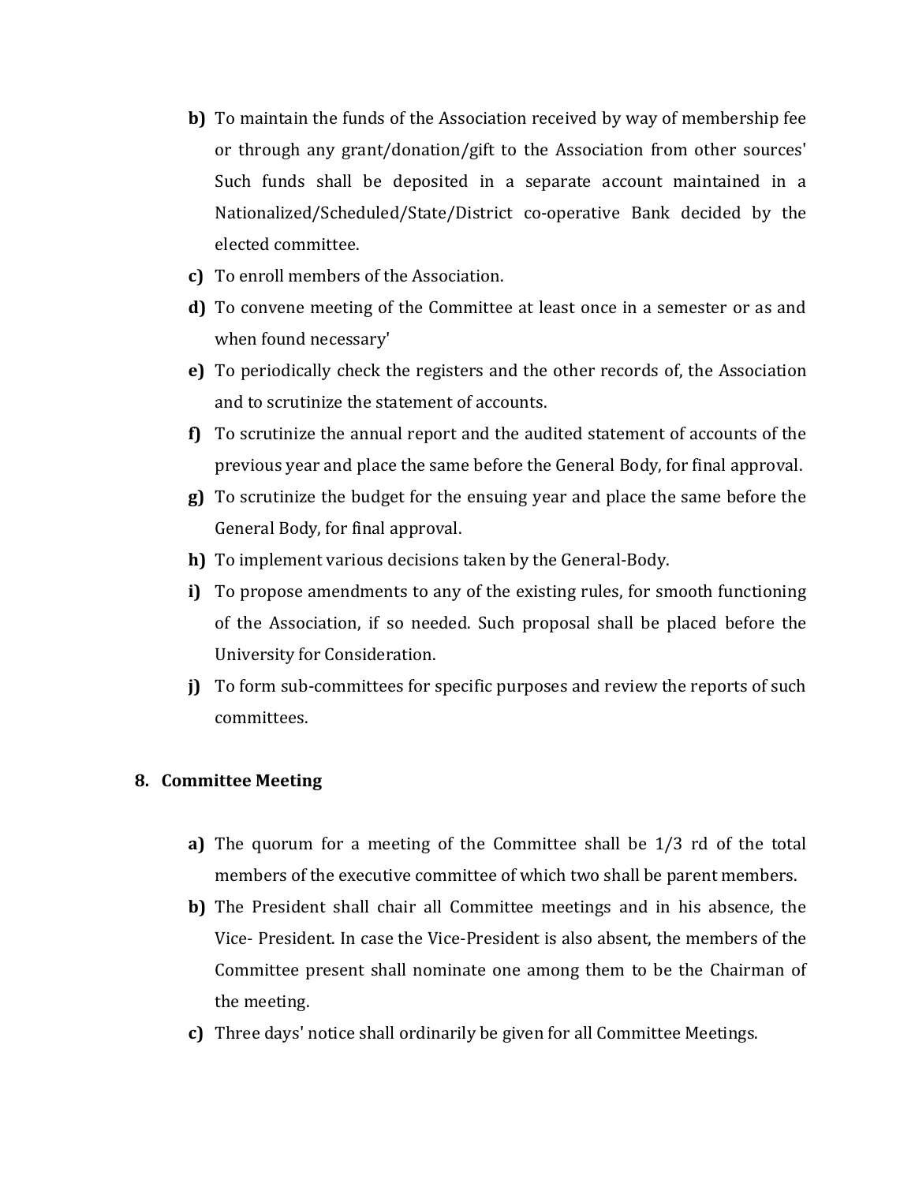- **b)** To maintain the funds of the Association received by way of membership fee or through any grant/donation/gift to the Association from other sources' Such funds shall be deposited in a separate account maintained in a Nationalized/Scheduled/State/District co-operative Bank decided by the elected committee.
- **c)** To enroll members of the Association.
- **d)** To convene meeting of the Committee at least once in a semester or as and when found necessary'
- **e)** To periodically check the registers and the other records of, the Association and to scrutinize the statement of accounts.
- **f)** To scrutinize the annual report and the audited statement of accounts of the previous year and place the same before the General Body, for final approval.
- **g)** To scrutinize the budget for the ensuing year and place the same before the General Body, for final approval.
- **h)** To implement various decisions taken by the General-Body.
- **i)** To propose amendments to any of the existing rules, for smooth functioning of the Association, if so needed. Such proposal shall be placed before the University for Consideration.
- **j)** To form sub-committees for specific purposes and review the reports of such committees.

## 8. Committee Meeting

- **a)** The quorum for a meeting of the Committee shall be 1/3 rd of the total members of the executive committee of which two shall be parent members.
- **b)** The President shall chair all Committee meetings and in his absence, the Vice- President. In case the Vice-President is also absent, the members of the Committee present shall nominate one among them to be the Chairman of the meeting.
- **c)** Three days' notice shall ordinarily be given for all Committee Meetings.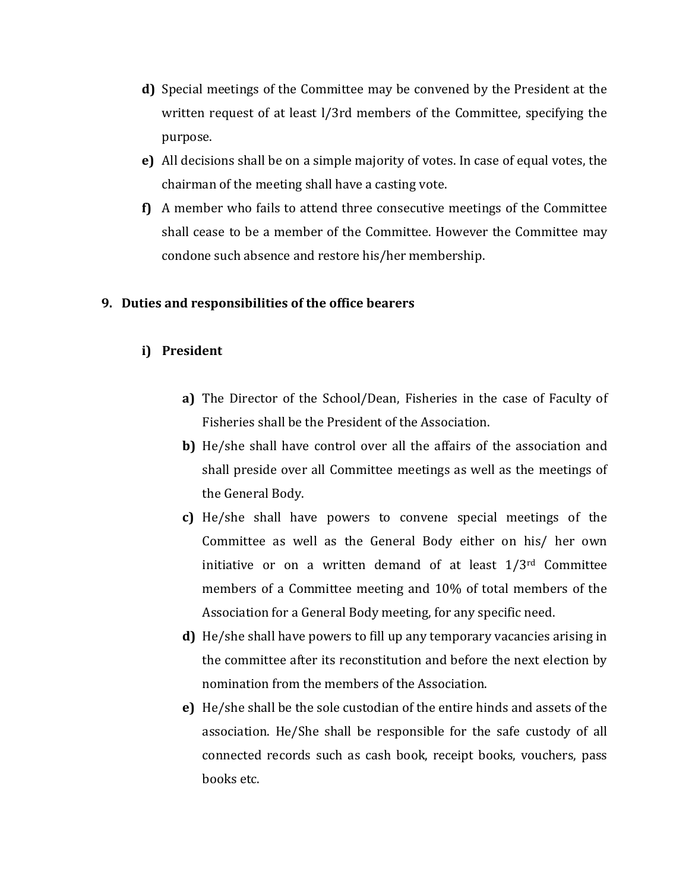**d)** Special meetings of the Committee may be convened by the President at the written request of at least l/3rd members of the Committee, specifying the purpose.

**e)** All decisions shall be on a simple majority of votes. In case of equal votes, the chairman of the meeting shall have a casting vote.

**f)** A member who fails to attend three consecutive meetings of the Committee shall cease to be a member of the Committee. However the Committee may condone such absence and restore his/her membership.

## 9. Duties and responsibilities of the office bearers

### i) President

**a)** The Director of the School/Dean, Fisheries in the case of Faculty of Fisheries shall be the President of the Association.

**b)** He/she shall have control over all the affairs of the association and shall preside over all Committee meetings as well as the meetings of the General Body.

**c)** He/she shall have powers to convene special meetings of the Committee as well as the General Body either on his/ her own initiative or on a written demand of at least 1/3rd Committee members of a Committee meeting and 10% of total members of the Association for a General Body meeting, for any specific need.

**d)** He/she shall have powers to fill up any temporary vacancies arising in the committee after its reconstitution and before the next election by nomination from the members of the Association.

**e)** He/she shall be the sole custodian of the entire hinds and assets of the association. He/She shall be responsible for the safe custody of all connected records such as cash book, receipt books, vouchers, pass books etc.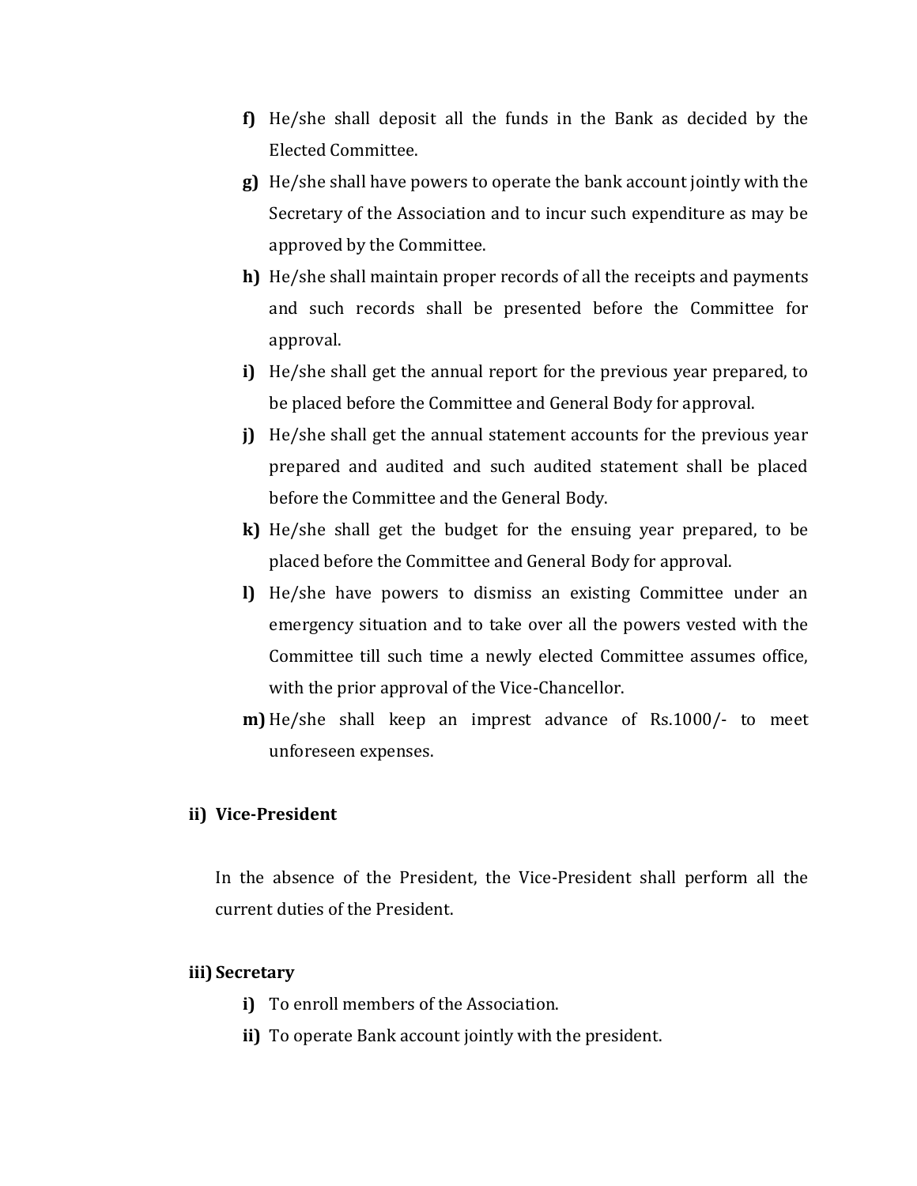- **f)** He/she shall deposit all the funds in the Bank as decided by the Elected Committee.
- **g)** He/she shall have powers to operate the bank account jointly with the Secretary of the Association and to incur such expenditure as may be approved by the Committee.
- **h)** He/she shall maintain proper records of all the receipts and payments and such records shall be presented before the Committee for approval.
- **i)** He/she shall get the annual report for the previous year prepared, to be placed before the Committee and General Body for approval.
- **j)** He/she shall get the annual statement accounts for the previous year prepared and audited and such audited statement shall be placed before the Committee and the General Body.
- **k)** He/she shall get the budget for the ensuing year prepared, to be placed before the Committee and General Body for approval.
- **l)** He/she have powers to dismiss an existing Committee under an emergency situation and to take over all the powers vested with the Committee till such time a newly elected Committee assumes office, with the prior approval of the Vice-Chancellor.
- **m)** He/she shall keep an imprest advance of Rs.1000/- to meet unforeseen expenses.

**ii) Vice-President**

In the absence of the President, the Vice-President shall perform all the current duties of the President.

**iii) Secretary**

- **i)** To enroll members of the Association.
- **ii)** To operate Bank account jointly with the president.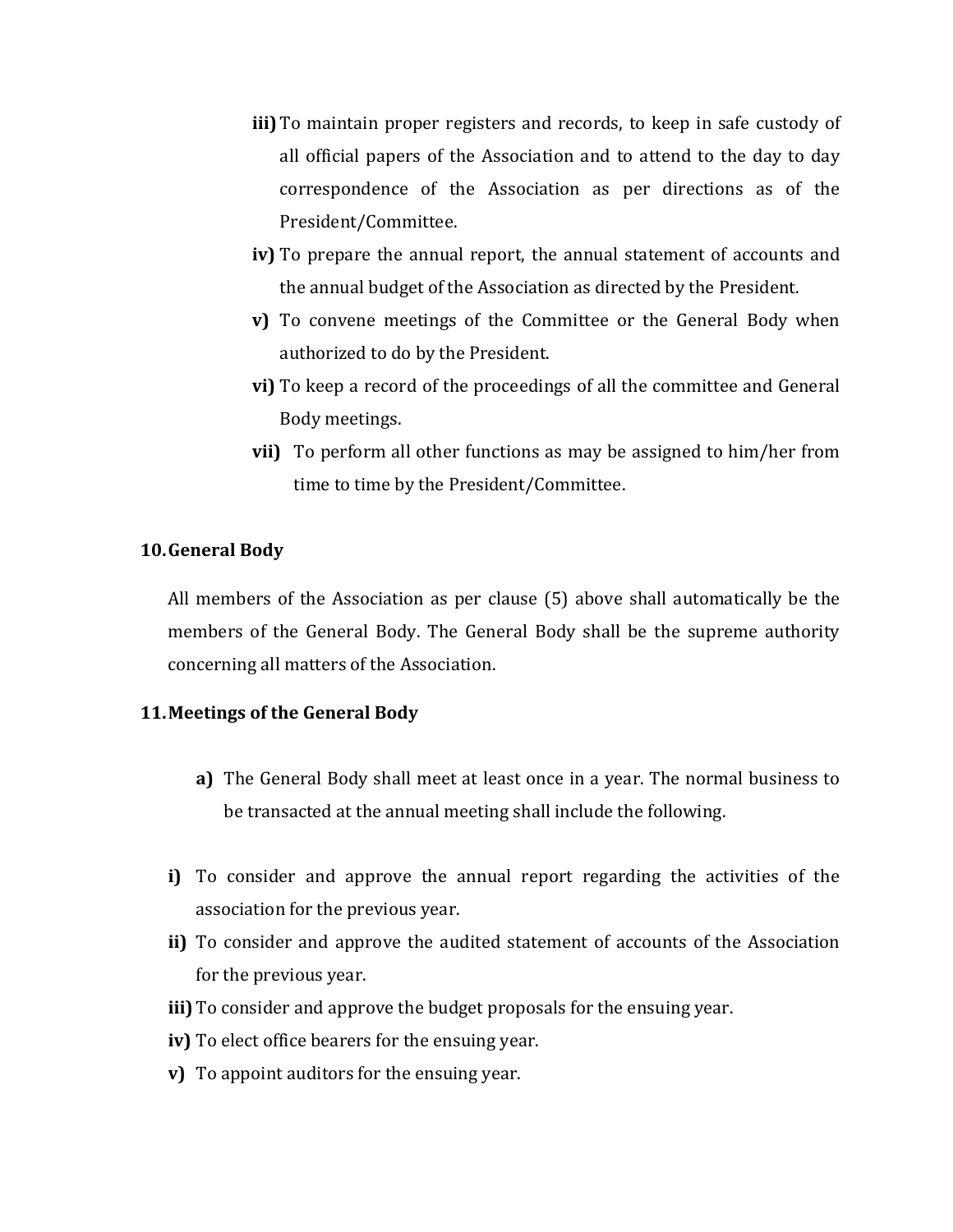**iii)** To maintain proper registers and records, to keep in safe custody of all official papers of the Association and to attend to the day to day correspondence of the Association as per directions as of the President/Committee.

**iv)** To prepare the annual report, the annual statement of accounts and the annual budget of the Association as directed by the President.

**v)** To convene meetings of the Committee or the General Body when authorized to do by the President.

**vi)** To keep a record of the proceedings of all the committee and General Body meetings.

**vii)** To perform all other functions as may be assigned to him/her from time to time by the President/Committee.

## 10. General Body

All members of the Association as per clause (5) above shall automatically be the members of the General Body. The General Body shall be the supreme authority concerning all matters of the Association.

## 11. Meetings of the General Body

**a)** The General Body shall meet at least once in a year. The normal business to be transacted at the annual meeting shall include the following.

**i)** To consider and approve the annual report regarding the activities of the association for the previous year.

**ii)** To consider and approve the audited statement of accounts of the Association for the previous year.

**iii)** To consider and approve the budget proposals for the ensuing year.

**iv)** To elect office bearers for the ensuing year.

**v)** To appoint auditors for the ensuing year.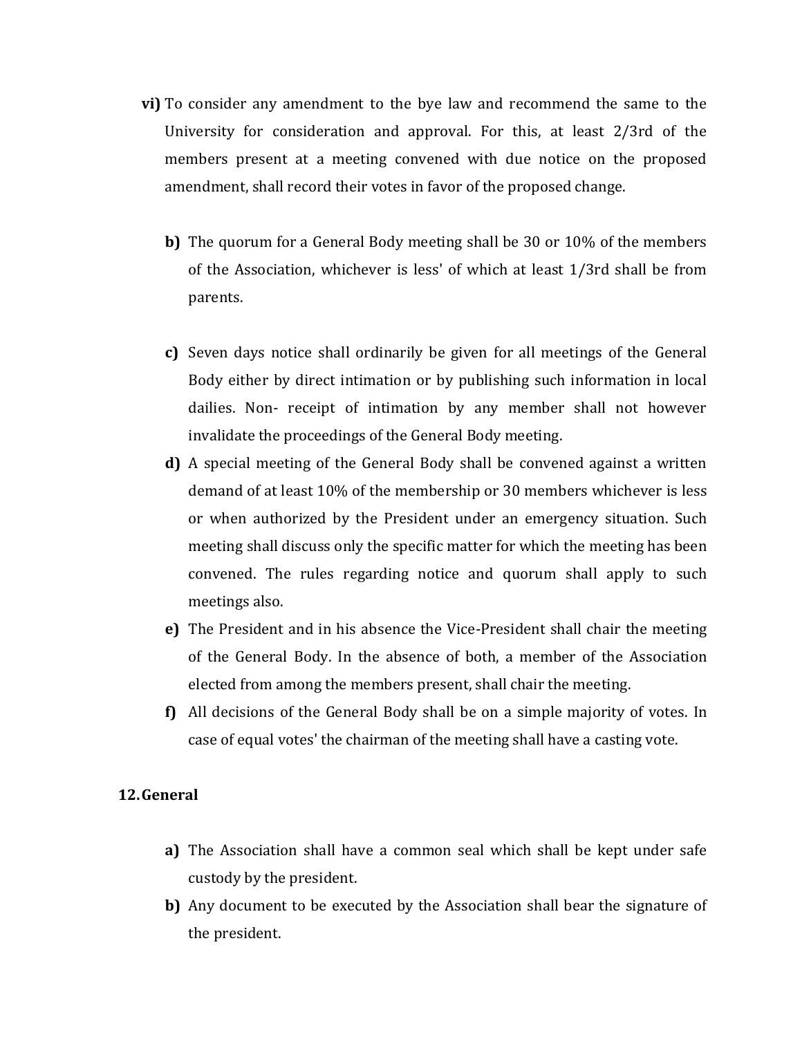vi) To consider any amendment to the bye law and recommend the same to the University for consideration and approval. For this, at least 2/3rd of the members present at a meeting convened with due notice on the proposed amendment, shall record their votes in favor of the proposed change.

b) The quorum for a General Body meeting shall be 30 or 10% of the members of the Association, whichever is less' of which at least 1/3rd shall be from parents.

c) Seven days notice shall ordinarily be given for all meetings of the General Body either by direct intimation or by publishing such information in local dailies. Non- receipt of intimation by any member shall not however invalidate the proceedings of the General Body meeting.

d) A special meeting of the General Body shall be convened against a written demand of at least 10% of the membership or 30 members whichever is less or when authorized by the President under an emergency situation. Such meeting shall discuss only the specific matter for which the meeting has been convened. The rules regarding notice and quorum shall apply to such meetings also.

e) The President and in his absence the Vice-President shall chair the meeting of the General Body. In the absence of both, a member of the Association elected from among the members present, shall chair the meeting.

f) All decisions of the General Body shall be on a simple majority of votes. In case of equal votes' the chairman of the meeting shall have a casting vote.

## 12. General

a) The Association shall have a common seal which shall be kept under safe custody by the president.

b) Any document to be executed by the Association shall bear the signature of the president.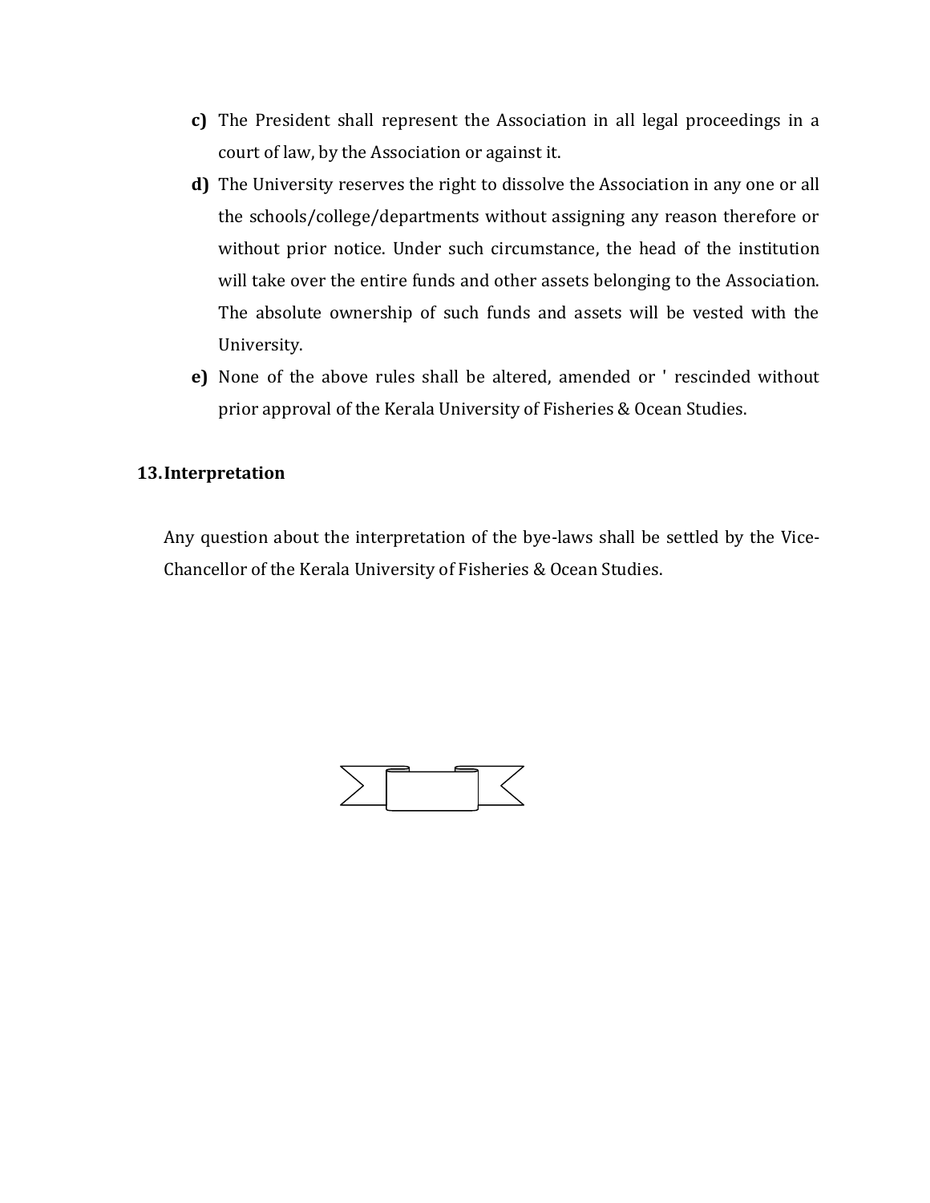c) The President shall represent the Association in all legal proceedings in a court of law, by the Association or against it.

d) The University reserves the right to dissolve the Association in any one or all the schools/college/departments without assigning any reason therefore or without prior notice. Under such circumstance, the head of the institution will take over the entire funds and other assets belonging to the Association. The absolute ownership of such funds and assets will be vested with the University.

e) None of the above rules shall be altered, amended or ' rescinded without prior approval of the Kerala University of Fisheries & Ocean Studies.

## 13. Interpretation

Any question about the interpretation of the bye-laws shall be settled by the Vice-Chancellor of the Kerala University of Fisheries & Ocean Studies.